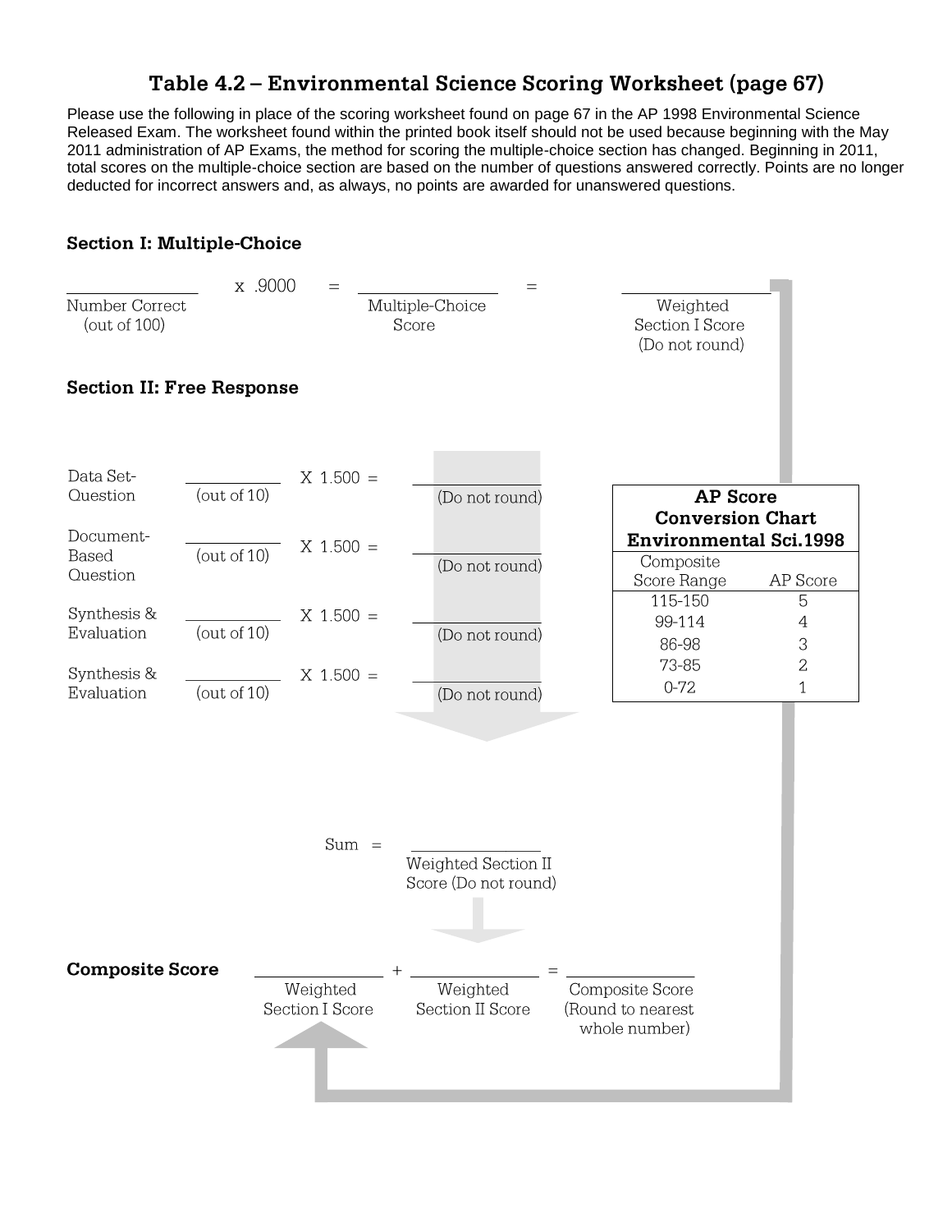# Table 4.2 – Environmental Science Scoring Worksheet (page 67)

Please use the following in place of the scoring worksheet found on page 67 in the AP 1998 Environmental Science Released Exam. The worksheet found within the printed book itself should not be used because beginning with the May 2011 administration of AP Exams, the method for scoring the multiple-choice section has changed. Beginning in 2011, total scores on the multiple-choice section are based on the number of questions answered correctly. Points are no longer deducted for incorrect answers and, as always, no points are awarded for unanswered questions.

## Section I: Multiple-Choice

\_\_\_\_\_\_\_\_\_\_ x .9000 = \_\_\_\_\_\_\_\_\_\_ = \_\_\_\_\_\_\_\_\_\_

Number Correct (out of 100) — Multiple-Choice Score — Weighted Section I Score (Do not round)

## Section II: Free Response

| | | | |
|---|---|---|---|
| Data Set-Question | \_\_\_\_\_\_\_\_ (out of 10) | X 1.500 = | \_\_\_\_\_\_\_\_ (Do not round) |
| Document-Based Question | \_\_\_\_\_\_\_\_ (out of 10) | X 1.500 = | \_\_\_\_\_\_\_\_ (Do not round) |
| Synthesis & Evaluation | \_\_\_\_\_\_\_\_ (out of 10) | X 1.500 = | \_\_\_\_\_\_\_\_ (Do not round) |
| Synthesis & Evaluation | \_\_\_\_\_\_\_\_ (out of 10) | X 1.500 = | \_\_\_\_\_\_\_\_ (Do not round) |

Sum = \_\_\_\_\_\_\_\_\_\_ Weighted Section II Score (Do not round)

**AP Score Conversion Chart Environmental Sci.1998**

| Composite Score Range | AP Score |
|---|---|
| 115-150 | 5 |
| 99-114 | 4 |
| 86-98 | 3 |
| 73-85 | 2 |
| 0-72 | 1 |

**Composite Score**

\_\_\_\_\_\_\_\_\_\_ + \_\_\_\_\_\_\_\_\_\_ = \_\_\_\_\_\_\_\_\_\_

Weighted Section I Score + Weighted Section II Score = Composite Score (Round to nearest whole number)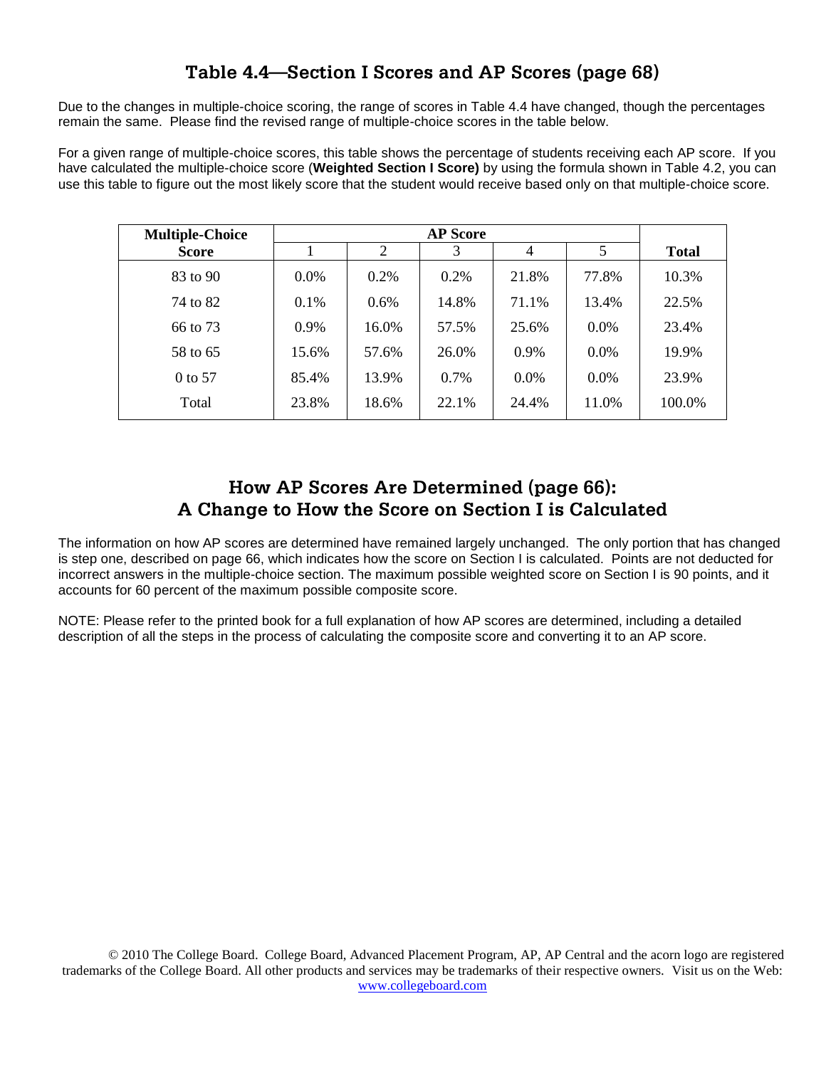## Table 4.4—Section I Scores and AP Scores (page 68)

Due to the changes in multiple-choice scoring, the range of scores in Table 4.4 have changed, though the percentages remain the same. Please find the revised range of multiple-choice scores in the table below.

For a given range of multiple-choice scores, this table shows the percentage of students receiving each AP score. If you have calculated the multiple-choice score (**Weighted Section I Score)** by using the formula shown in Table 4.2, you can use this table to figure out the most likely score that the student would receive based only on that multiple-choice score.

| **Multiple-Choice Score** | **AP Score** | | | | | **Total** |
|---|---|---|---|---|---|---|
| | 1 | 2 | 3 | 4 | 5 | |
| 83 to 90 | 0.0% | 0.2% | 0.2% | 21.8% | 77.8% | 10.3% |
| 74 to 82 | 0.1% | 0.6% | 14.8% | 71.1% | 13.4% | 22.5% |
| 66 to 73 | 0.9% | 16.0% | 57.5% | 25.6% | 0.0% | 23.4% |
| 58 to 65 | 15.6% | 57.6% | 26.0% | 0.9% | 0.0% | 19.9% |
| 0 to 57 | 85.4% | 13.9% | 0.7% | 0.0% | 0.0% | 23.9% |
| Total | 23.8% | 18.6% | 22.1% | 24.4% | 11.0% | 100.0% |

## How AP Scores Are Determined (page 66): A Change to How the Score on Section I is Calculated

The information on how AP scores are determined have remained largely unchanged. The only portion that has changed is step one, described on page 66, which indicates how the score on Section I is calculated. Points are not deducted for incorrect answers in the multiple-choice section. The maximum possible weighted score on Section I is 90 points, and it accounts for 60 percent of the maximum possible composite score.

NOTE: Please refer to the printed book for a full explanation of how AP scores are determined, including a detailed description of all the steps in the process of calculating the composite score and converting it to an AP score.

© 2010 The College Board. College Board, Advanced Placement Program, AP, AP Central and the acorn logo are registered trademarks of the College Board. All other products and services may be trademarks of their respective owners. Visit us on the Web: www.collegeboard.com